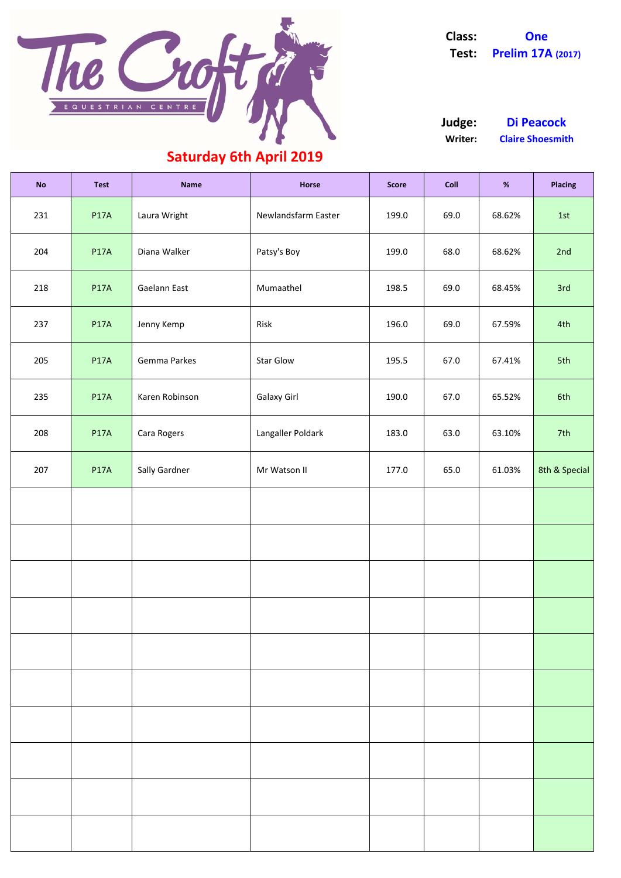# The Croft Equestrian Centre

**Class:** One
**Test:** Prelim 17A (2017)

**Judge:** Di Peacock
**Writer:** Claire Shoesmith

## Saturday 6th April 2019

| No | Test | Name | Horse | Score | Coll | % | Placing |
|---|---|---|---|---|---|---|---|
| 231 | P17A | Laura Wright | Newlandsfarm Easter | 199.0 | 69.0 | 68.62% | 1st |
| 204 | P17A | Diana Walker | Patsy's Boy | 199.0 | 68.0 | 68.62% | 2nd |
| 218 | P17A | Gaelann East | Mumaathel | 198.5 | 69.0 | 68.45% | 3rd |
| 237 | P17A | Jenny Kemp | Risk | 196.0 | 69.0 | 67.59% | 4th |
| 205 | P17A | Gemma Parkes | Star Glow | 195.5 | 67.0 | 67.41% | 5th |
| 235 | P17A | Karen Robinson | Galaxy Girl | 190.0 | 67.0 | 65.52% | 6th |
| 208 | P17A | Cara Rogers | Langaller Poldark | 183.0 | 63.0 | 63.10% | 7th |
| 207 | P17A | Sally Gardner | Mr Watson II | 177.0 | 65.0 | 61.03% | 8th & Special |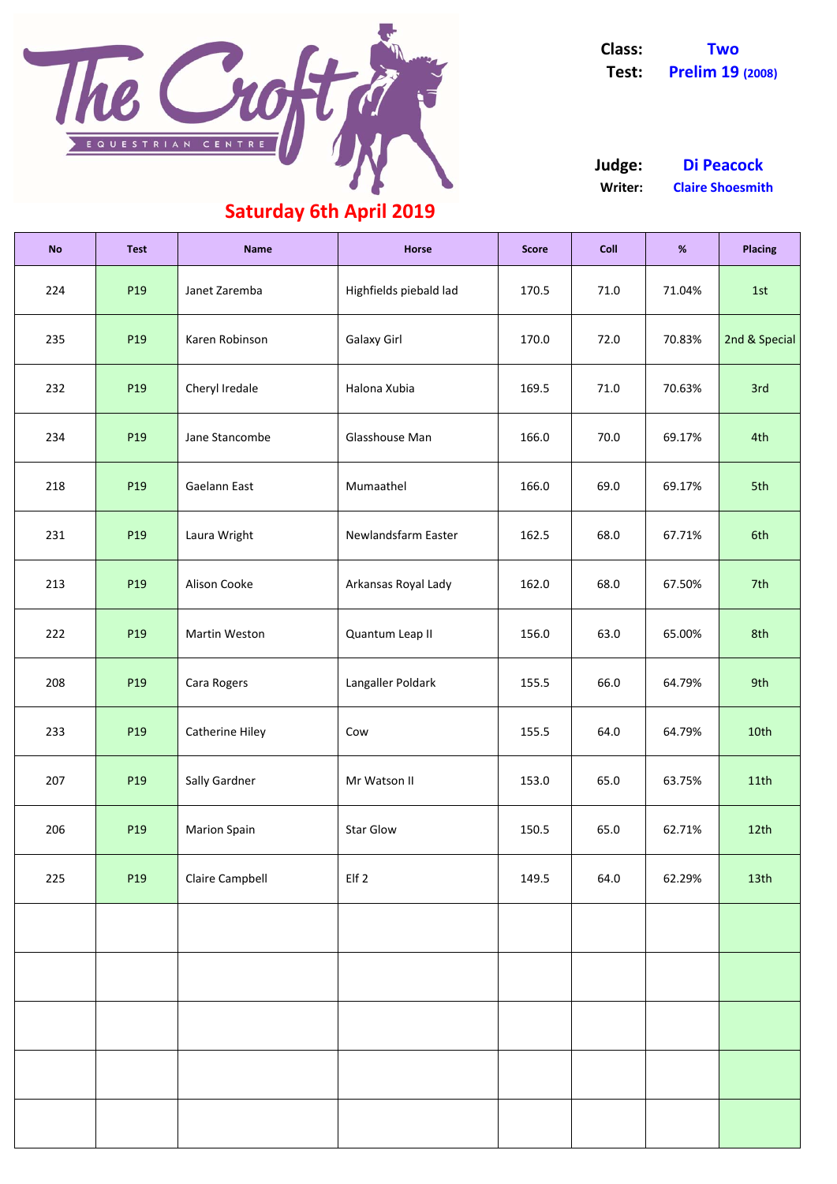The Croft EQUESTRIAN CENTRE

**Saturday 6th April 2019**

**Class:** Two
**Test:** Prelim 19 (2008)

**Judge:** Di Peacock
**Writer:** Claire Shoesmith

| No | Test | Name | Horse | Score | Coll | % | Placing |
|---|---|---|---|---|---|---|---|
| 224 | P19 | Janet Zaremba | Highfields piebald lad | 170.5 | 71.0 | 71.04% | 1st |
| 235 | P19 | Karen Robinson | Galaxy Girl | 170.0 | 72.0 | 70.83% | 2nd & Special |
| 232 | P19 | Cheryl Iredale | Halona Xubia | 169.5 | 71.0 | 70.63% | 3rd |
| 234 | P19 | Jane Stancombe | Glasshouse Man | 166.0 | 70.0 | 69.17% | 4th |
| 218 | P19 | Gaelann East | Mumaathel | 166.0 | 69.0 | 69.17% | 5th |
| 231 | P19 | Laura Wright | Newlandsfarm Easter | 162.5 | 68.0 | 67.71% | 6th |
| 213 | P19 | Alison Cooke | Arkansas Royal Lady | 162.0 | 68.0 | 67.50% | 7th |
| 222 | P19 | Martin Weston | Quantum Leap II | 156.0 | 63.0 | 65.00% | 8th |
| 208 | P19 | Cara Rogers | Langaller Poldark | 155.5 | 66.0 | 64.79% | 9th |
| 233 | P19 | Catherine Hiley | Cow | 155.5 | 64.0 | 64.79% | 10th |
| 207 | P19 | Sally Gardner | Mr Watson II | 153.0 | 65.0 | 63.75% | 11th |
| 206 | P19 | Marion Spain | Star Glow | 150.5 | 65.0 | 62.71% | 12th |
| 225 | P19 | Claire Campbell | Elf 2 | 149.5 | 64.0 | 62.29% | 13th |
| | | | | | | | |
| | | | | | | | |
| | | | | | | | |
| | | | | | | | |
| | | | | | | | |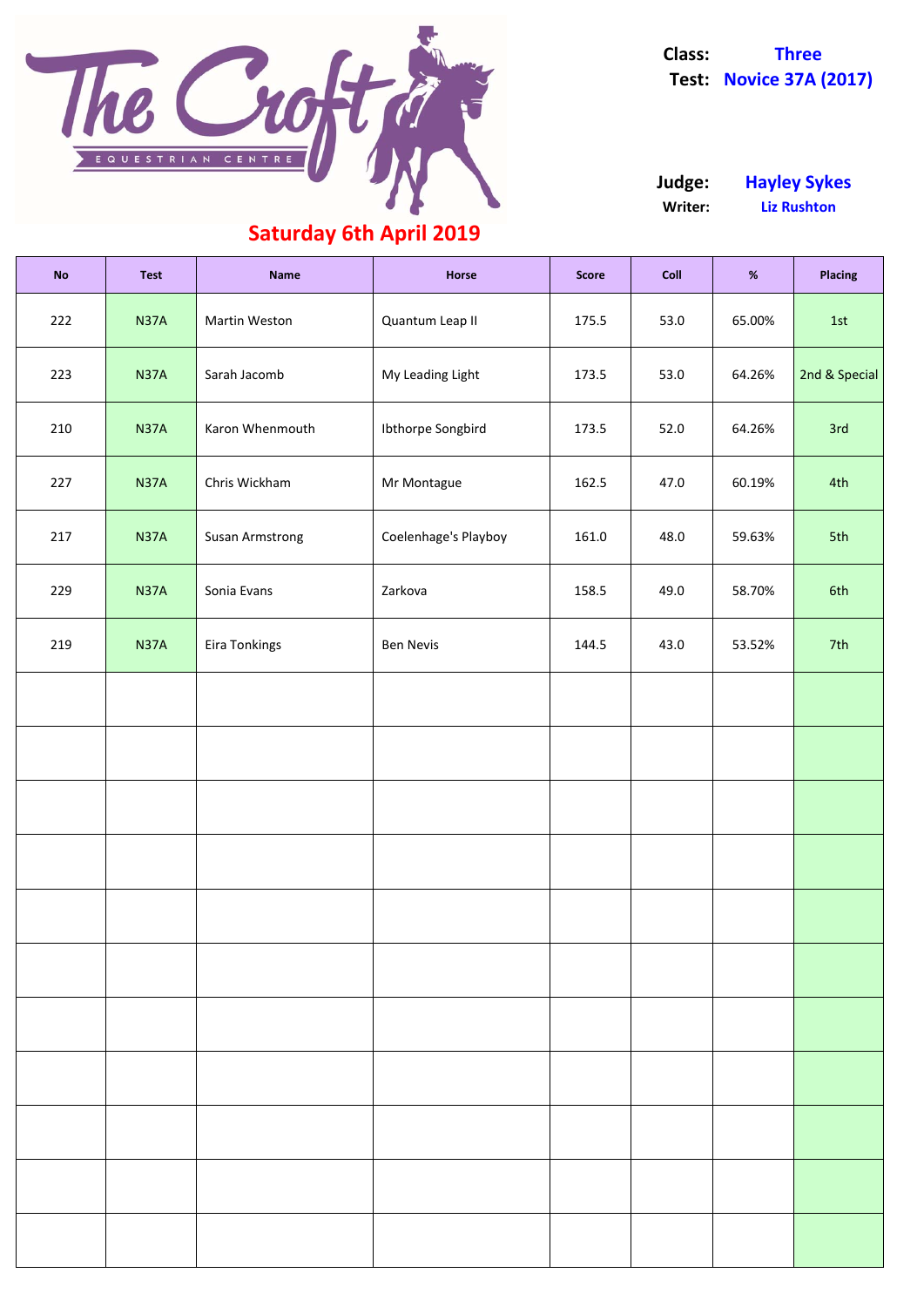**Class:** Three
**Test:** Novice 37A (2017)

**Judge:** Hayley Sykes
**Writer:** Liz Rushton

## Saturday 6th April 2019

| No | Test | Name | Horse | Score | Coll | % | Placing |
|---|---|---|---|---|---|---|---|
| 222 | N37A | Martin Weston | Quantum Leap II | 175.5 | 53.0 | 65.00% | 1st |
| 223 | N37A | Sarah Jacomb | My Leading Light | 173.5 | 53.0 | 64.26% | 2nd & Special |
| 210 | N37A | Karon Whenmouth | Ibthorpe Songbird | 173.5 | 52.0 | 64.26% | 3rd |
| 227 | N37A | Chris Wickham | Mr Montague | 162.5 | 47.0 | 60.19% | 4th |
| 217 | N37A | Susan Armstrong | Coelenhage's Playboy | 161.0 | 48.0 | 59.63% | 5th |
| 229 | N37A | Sonia Evans | Zarkova | 158.5 | 49.0 | 58.70% | 6th |
| 219 | N37A | Eira Tonkings | Ben Nevis | 144.5 | 43.0 | 53.52% | 7th |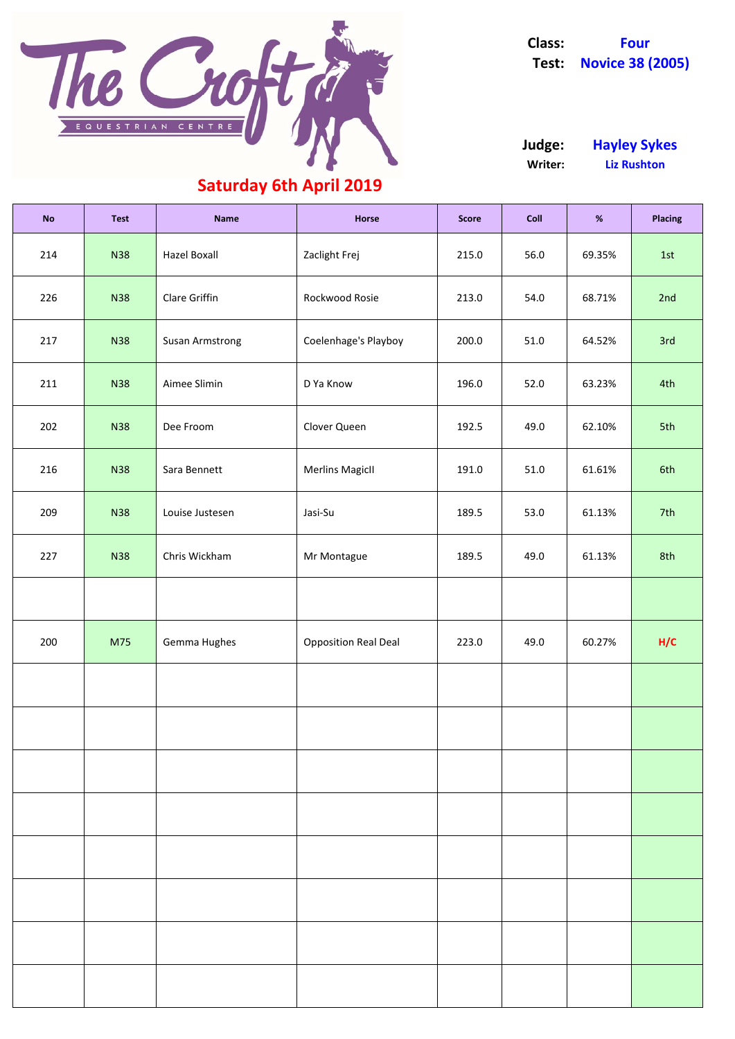The Croft Equestrian Centre

**Class:** Four
**Test:** Novice 38 (2005)

**Judge:** Hayley Sykes
**Writer:** Liz Rushton

## Saturday 6th April 2019

| No | Test | Name | Horse | Score | Coll | % | Placing |
|---|---|---|---|---|---|---|---|
| 214 | N38 | Hazel Boxall | Zaclight Frej | 215.0 | 56.0 | 69.35% | 1st |
| 226 | N38 | Clare Griffin | Rockwood Rosie | 213.0 | 54.0 | 68.71% | 2nd |
| 217 | N38 | Susan Armstrong | Coelenhage's Playboy | 200.0 | 51.0 | 64.52% | 3rd |
| 211 | N38 | Aimee Slimin | D Ya Know | 196.0 | 52.0 | 63.23% | 4th |
| 202 | N38 | Dee Froom | Clover Queen | 192.5 | 49.0 | 62.10% | 5th |
| 216 | N38 | Sara Bennett | Merlins MagicII | 191.0 | 51.0 | 61.61% | 6th |
| 209 | N38 | Louise Justesen | Jasi-Su | 189.5 | 53.0 | 61.13% | 7th |
| 227 | N38 | Chris Wickham | Mr Montague | 189.5 | 49.0 | 61.13% | 8th |
| | | | | | | | |
| 200 | M75 | Gemma Hughes | Opposition Real Deal | 223.0 | 49.0 | 60.27% | H/C |
| | | | | | | | |
| | | | | | | | |
| | | | | | | | |
| | | | | | | | |
| | | | | | | | |
| | | | | | | | |
| | | | | | | | |
| | | | | | | | |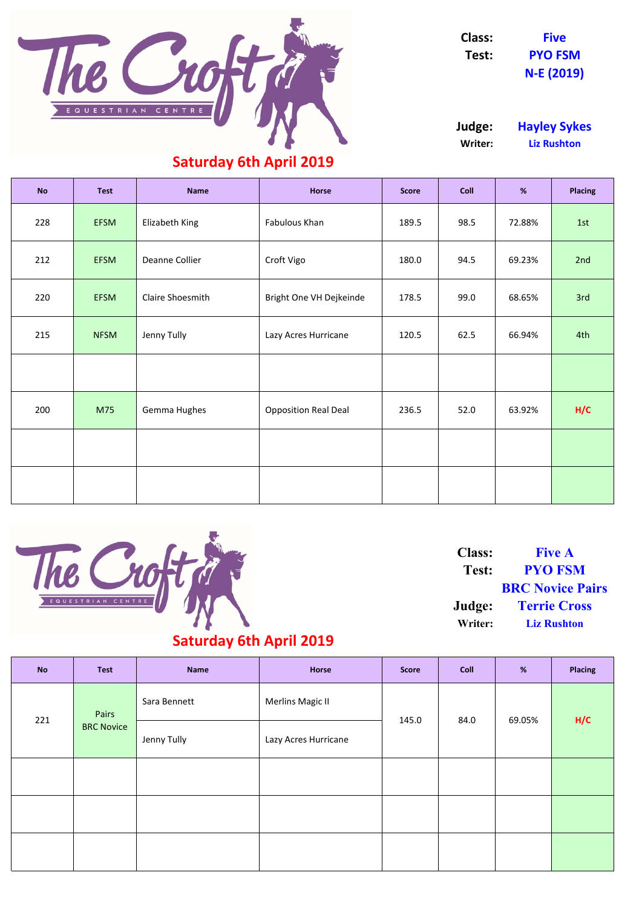The Croft Equestrian Centre

**Saturday 6th April 2019**

**Class:** Five
**Test:** PYO FSM N-E (2019)

**Judge:** Hayley Sykes
**Writer:** Liz Rushton

| No | Test | Name | Horse | Score | Coll | % | Placing |
|---|---|---|---|---|---|---|---|
| 228 | EFSM | Elizabeth King | Fabulous Khan | 189.5 | 98.5 | 72.88% | 1st |
| 212 | EFSM | Deanne Collier | Croft Vigo | 180.0 | 94.5 | 69.23% | 2nd |
| 220 | EFSM | Claire Shoesmith | Bright One VH Dejkeinde | 178.5 | 99.0 | 68.65% | 3rd |
| 215 | NFSM | Jenny Tully | Lazy Acres Hurricane | 120.5 | 62.5 | 66.94% | 4th |
| | | | | | | | |
| 200 | M75 | Gemma Hughes | Opposition Real Deal | 236.5 | 52.0 | 63.92% | H/C |
| | | | | | | | |
| | | | | | | | |

The Croft Equestrian Centre

**Saturday 6th April 2019**

**Class:** Five A
**Test:** PYO FSM BRC Novice Pairs
**Judge:** Terrie Cross
**Writer:** Liz Rushton

| No | Test | Name | Horse | Score | Coll | % | Placing |
|---|---|---|---|---|---|---|---|
| 221 | Pairs BRC Novice | Sara Bennett | Merlins Magic II | 145.0 | 84.0 | 69.05% | H/C |
| | | Jenny Tully | Lazy Acres Hurricane | | | | |
| | | | | | | | |
| | | | | | | | |
| | | | | | | | |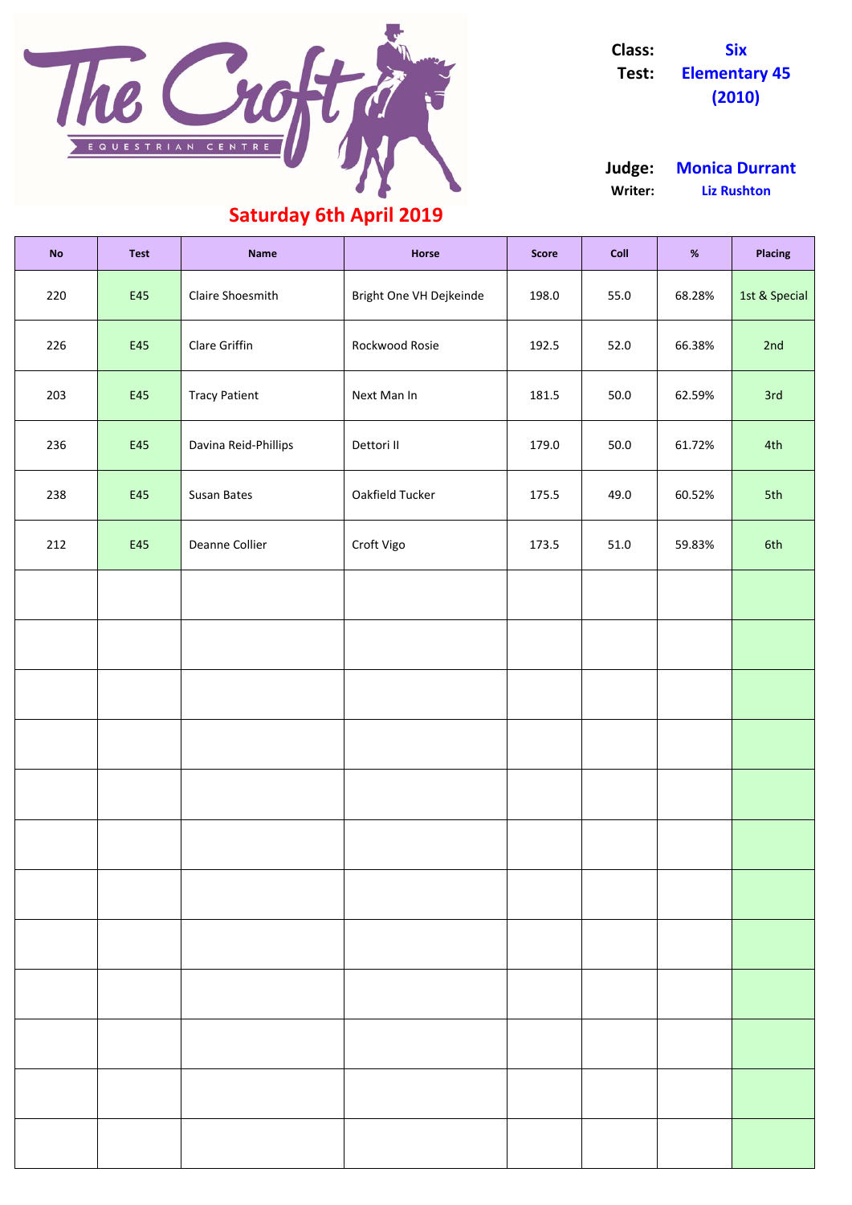The Croft Equestrian Centre

**Class:** Six
**Test:** Elementary 45 (2010)

**Judge:** Monica Durrant
**Writer:** Liz Rushton

## Saturday 6th April 2019

| No | Test | Name | Horse | Score | Coll | % | Placing |
|---|---|---|---|---|---|---|---|
| 220 | E45 | Claire Shoesmith | Bright One VH Dejkeinde | 198.0 | 55.0 | 68.28% | 1st & Special |
| 226 | E45 | Clare Griffin | Rockwood Rosie | 192.5 | 52.0 | 66.38% | 2nd |
| 203 | E45 | Tracy Patient | Next Man In | 181.5 | 50.0 | 62.59% | 3rd |
| 236 | E45 | Davina Reid-Phillips | Dettori II | 179.0 | 50.0 | 61.72% | 4th |
| 238 | E45 | Susan Bates | Oakfield Tucker | 175.5 | 49.0 | 60.52% | 5th |
| 212 | E45 | Deanne Collier | Croft Vigo | 173.5 | 51.0 | 59.83% | 6th |